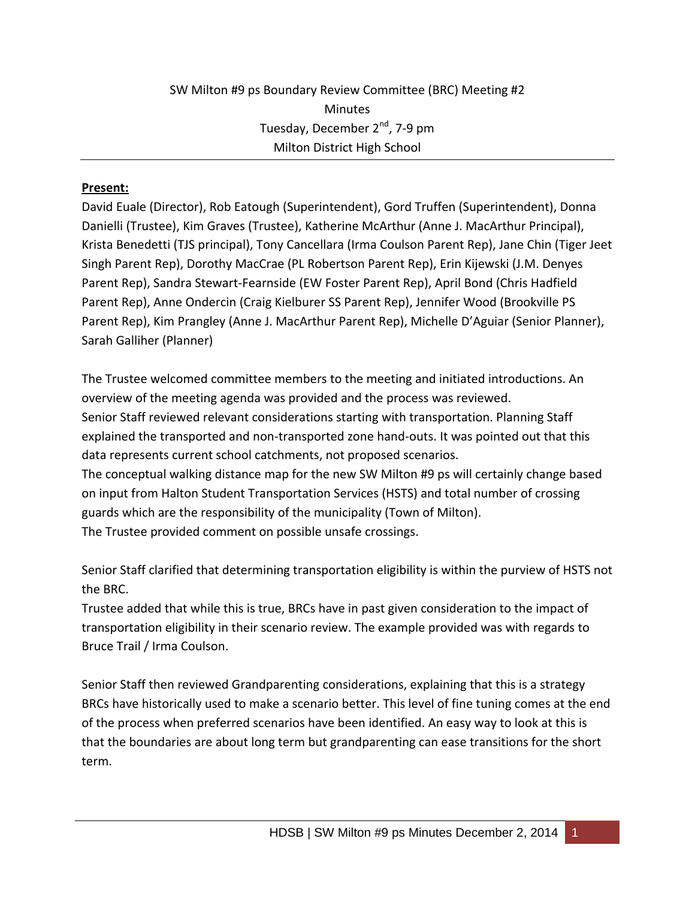SW Milton #9 ps Boundary Review Committee (BRC) Meeting #2
Minutes
Tuesday, December 2nd, 7-9 pm
Milton District High School

---

**Present:**

David Euale (Director), Rob Eatough (Superintendent), Gord Truffen (Superintendent), Donna Danielli (Trustee), Kim Graves (Trustee), Katherine McArthur (Anne J. MacArthur Principal), Krista Benedetti (TJS principal), Tony Cancellara (Irma Coulson Parent Rep), Jane Chin (Tiger Jeet Singh Parent Rep), Dorothy MacCrae (PL Robertson Parent Rep), Erin Kijewski (J.M. Denyes Parent Rep), Sandra Stewart-Fearnside (EW Foster Parent Rep), April Bond (Chris Hadfield Parent Rep), Anne Ondercin (Craig Kielburer SS Parent Rep), Jennifer Wood (Brookville PS Parent Rep), Kim Prangley (Anne J. MacArthur Parent Rep), Michelle D'Aguiar (Senior Planner), Sarah Galliher (Planner)

The Trustee welcomed committee members to the meeting and initiated introductions. An overview of the meeting agenda was provided and the process was reviewed.
Senior Staff reviewed relevant considerations starting with transportation. Planning Staff explained the transported and non-transported zone hand-outs. It was pointed out that this data represents current school catchments, not proposed scenarios.
The conceptual walking distance map for the new SW Milton #9 ps will certainly change based on input from Halton Student Transportation Services (HSTS) and total number of crossing guards which are the responsibility of the municipality (Town of Milton).
The Trustee provided comment on possible unsafe crossings.

Senior Staff clarified that determining transportation eligibility is within the purview of HSTS not the BRC.
Trustee added that while this is true, BRCs have in past given consideration to the impact of transportation eligibility in their scenario review. The example provided was with regards to Bruce Trail / Irma Coulson.

Senior Staff then reviewed Grandparenting considerations, explaining that this is a strategy BRCs have historically used to make a scenario better. This level of fine tuning comes at the end of the process when preferred scenarios have been identified. An easy way to look at this is that the boundaries are about long term but grandparenting can ease transitions for the short term.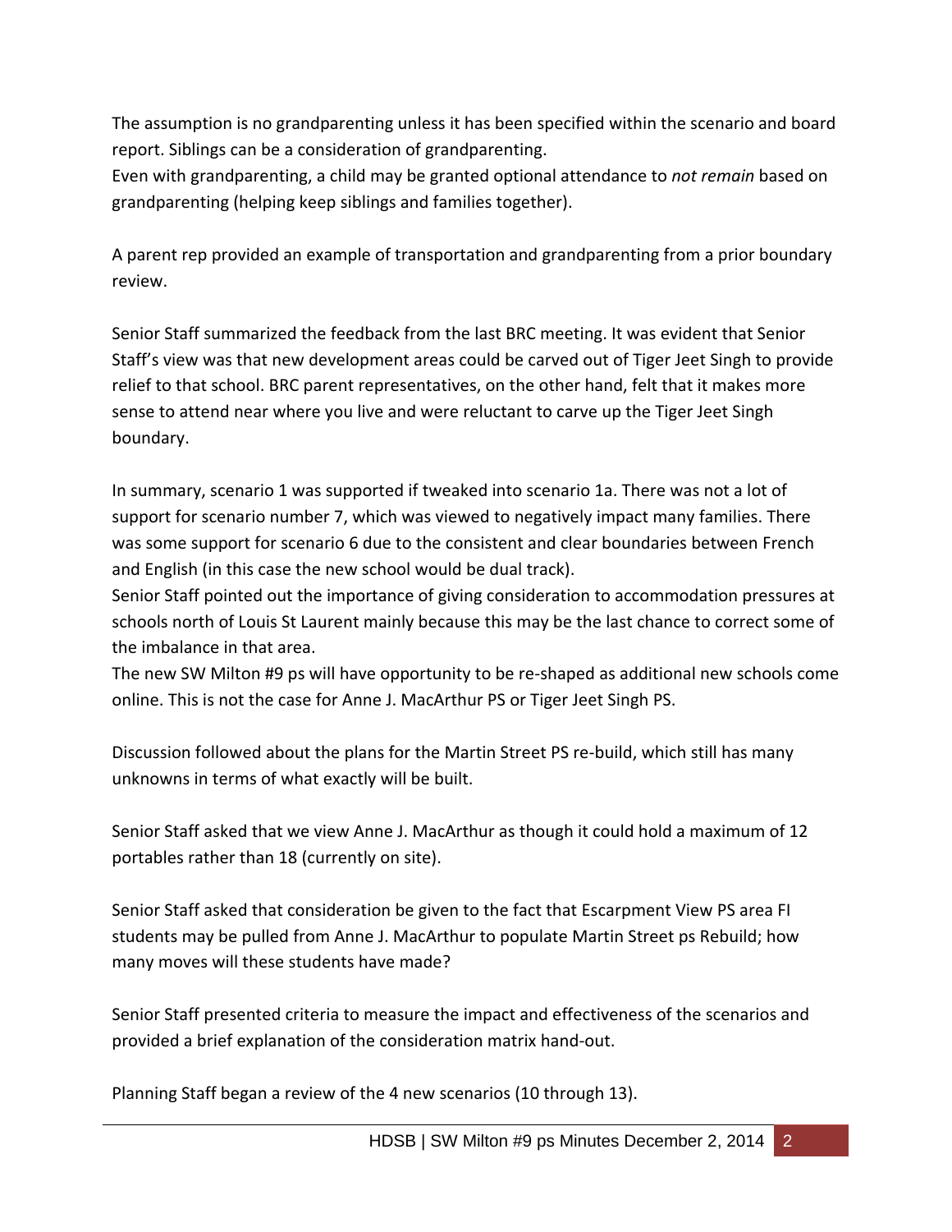The assumption is no grandparenting unless it has been specified within the scenario and board report. Siblings can be a consideration of grandparenting.
Even with grandparenting, a child may be granted optional attendance to *not remain* based on grandparenting (helping keep siblings and families together).

A parent rep provided an example of transportation and grandparenting from a prior boundary review.

Senior Staff summarized the feedback from the last BRC meeting. It was evident that Senior Staff's view was that new development areas could be carved out of Tiger Jeet Singh to provide relief to that school. BRC parent representatives, on the other hand, felt that it makes more sense to attend near where you live and were reluctant to carve up the Tiger Jeet Singh boundary.

In summary, scenario 1 was supported if tweaked into scenario 1a. There was not a lot of support for scenario number 7, which was viewed to negatively impact many families. There was some support for scenario 6 due to the consistent and clear boundaries between French and English (in this case the new school would be dual track).
Senior Staff pointed out the importance of giving consideration to accommodation pressures at schools north of Louis St Laurent mainly because this may be the last chance to correct some of the imbalance in that area.
The new SW Milton #9 ps will have opportunity to be re-shaped as additional new schools come online. This is not the case for Anne J. MacArthur PS or Tiger Jeet Singh PS.

Discussion followed about the plans for the Martin Street PS re-build, which still has many unknowns in terms of what exactly will be built.

Senior Staff asked that we view Anne J. MacArthur as though it could hold a maximum of 12 portables rather than 18 (currently on site).

Senior Staff asked that consideration be given to the fact that Escarpment View PS area FI students may be pulled from Anne J. MacArthur to populate Martin Street ps Rebuild; how many moves will these students have made?

Senior Staff presented criteria to measure the impact and effectiveness of the scenarios and provided a brief explanation of the consideration matrix hand-out.

Planning Staff began a review of the 4 new scenarios (10 through 13).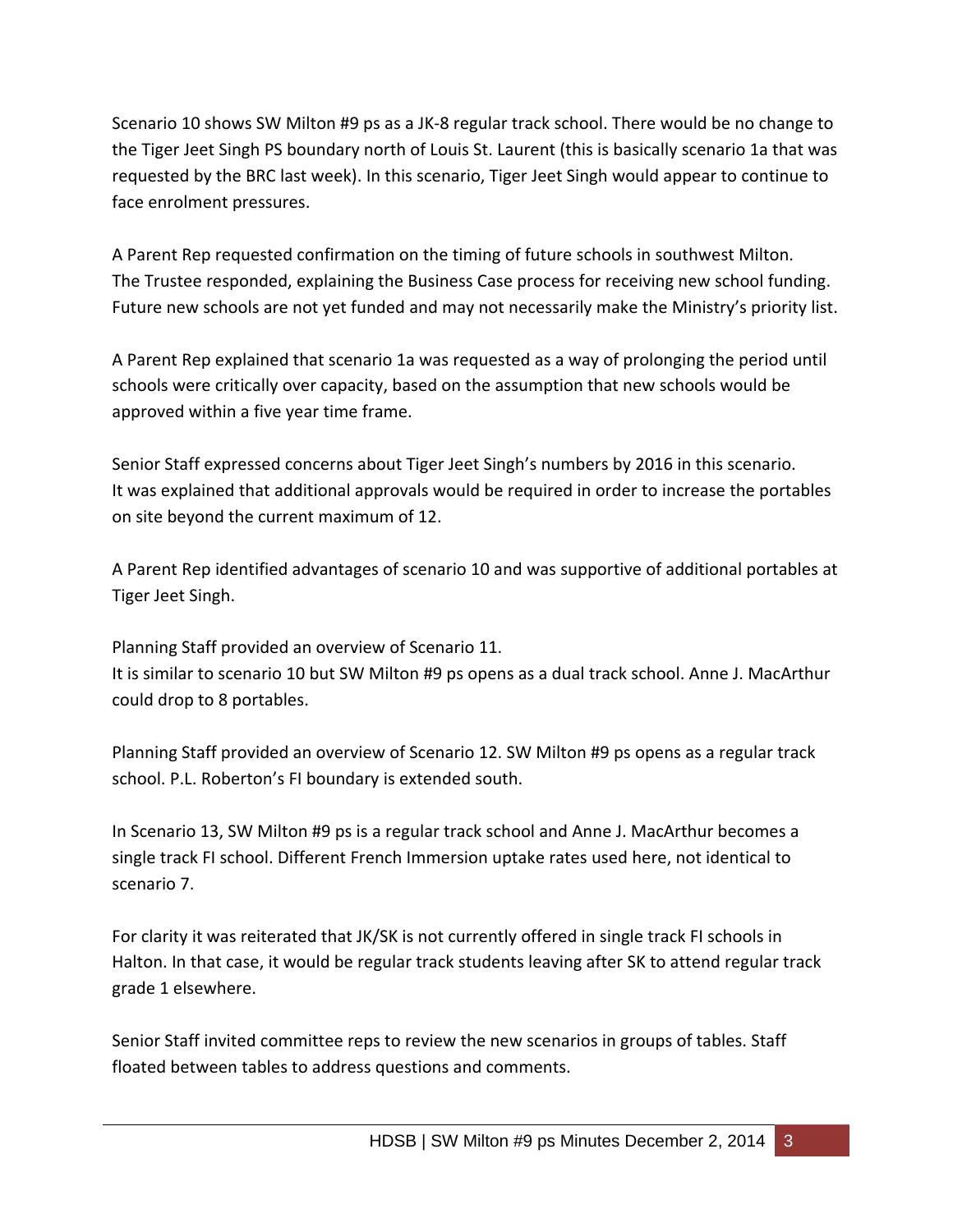Scenario 10 shows SW Milton #9 ps as a JK-8 regular track school. There would be no change to the Tiger Jeet Singh PS boundary north of Louis St. Laurent (this is basically scenario 1a that was requested by the BRC last week). In this scenario, Tiger Jeet Singh would appear to continue to face enrolment pressures.

A Parent Rep requested confirmation on the timing of future schools in southwest Milton. The Trustee responded, explaining the Business Case process for receiving new school funding. Future new schools are not yet funded and may not necessarily make the Ministry's priority list.

A Parent Rep explained that scenario 1a was requested as a way of prolonging the period until schools were critically over capacity, based on the assumption that new schools would be approved within a five year time frame.

Senior Staff expressed concerns about Tiger Jeet Singh's numbers by 2016 in this scenario. It was explained that additional approvals would be required in order to increase the portables on site beyond the current maximum of 12.

A Parent Rep identified advantages of scenario 10 and was supportive of additional portables at Tiger Jeet Singh.

Planning Staff provided an overview of Scenario 11.
It is similar to scenario 10 but SW Milton #9 ps opens as a dual track school. Anne J. MacArthur could drop to 8 portables.

Planning Staff provided an overview of Scenario 12. SW Milton #9 ps opens as a regular track school. P.L. Roberton's FI boundary is extended south.

In Scenario 13, SW Milton #9 ps is a regular track school and Anne J. MacArthur becomes a single track FI school. Different French Immersion uptake rates used here, not identical to scenario 7.

For clarity it was reiterated that JK/SK is not currently offered in single track FI schools in Halton. In that case, it would be regular track students leaving after SK to attend regular track grade 1 elsewhere.

Senior Staff invited committee reps to review the new scenarios in groups of tables. Staff floated between tables to address questions and comments.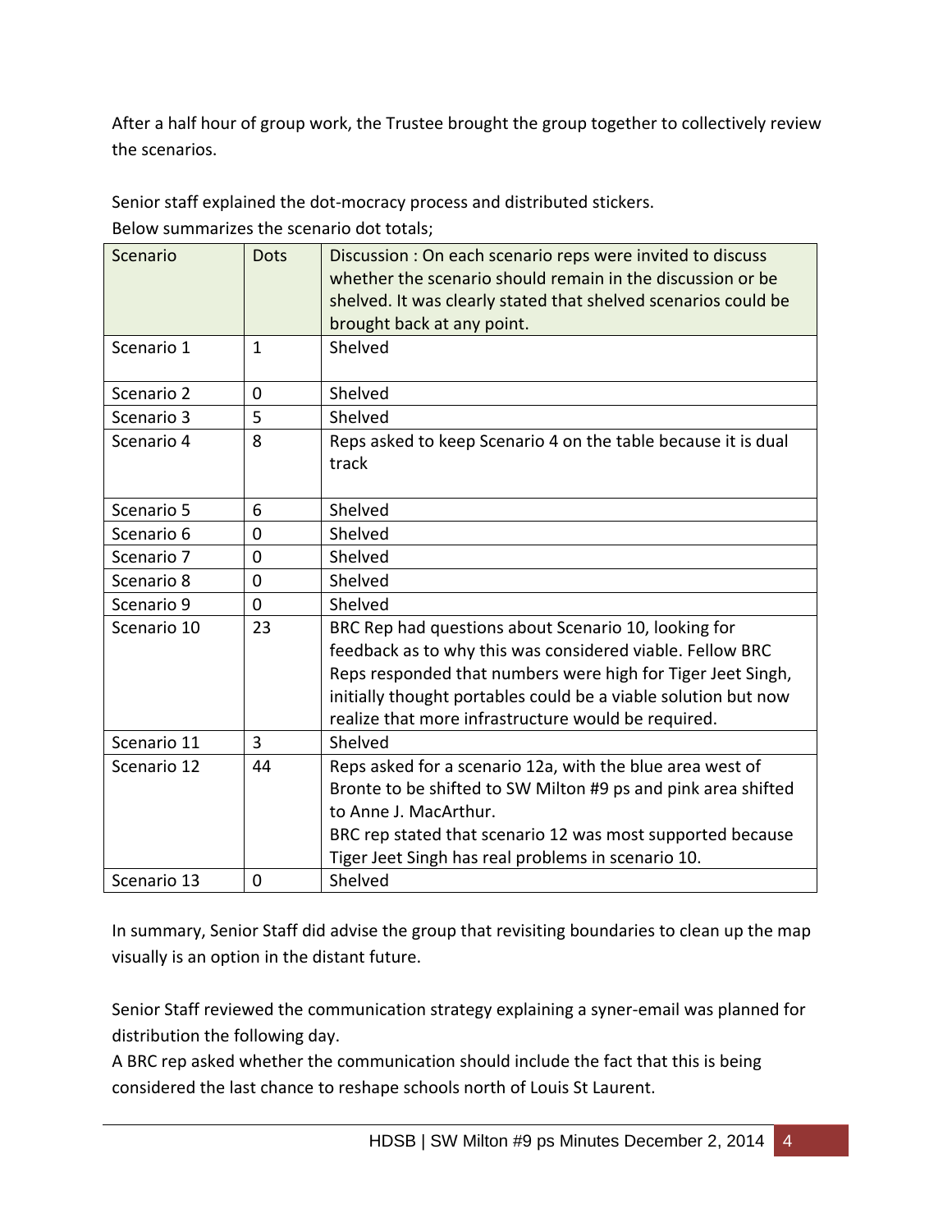After a half hour of group work, the Trustee brought the group together to collectively review the scenarios.

Senior staff explained the dot-mocracy process and distributed stickers.
Below summarizes the scenario dot totals;

| Scenario | Dots | Discussion : On each scenario reps were invited to discuss whether the scenario should remain in the discussion or be shelved. It was clearly stated that shelved scenarios could be brought back at any point. |
|---|---|---|
| Scenario 1 | 1 | Shelved |
| Scenario 2 | 0 | Shelved |
| Scenario 3 | 5 | Shelved |
| Scenario 4 | 8 | Reps asked to keep Scenario 4 on the table because it is dual track |
| Scenario 5 | 6 | Shelved |
| Scenario 6 | 0 | Shelved |
| Scenario 7 | 0 | Shelved |
| Scenario 8 | 0 | Shelved |
| Scenario 9 | 0 | Shelved |
| Scenario 10 | 23 | BRC Rep had questions about Scenario 10, looking for feedback as to why this was considered viable. Fellow BRC Reps responded that numbers were high for Tiger Jeet Singh, initially thought portables could be a viable solution but now realize that more infrastructure would be required. |
| Scenario 11 | 3 | Shelved |
| Scenario 12 | 44 | Reps asked for a scenario 12a, with the blue area west of Bronte to be shifted to SW Milton #9 ps and pink area shifted to Anne J. MacArthur. BRC rep stated that scenario 12 was most supported because Tiger Jeet Singh has real problems in scenario 10. |
| Scenario 13 | 0 | Shelved |

In summary, Senior Staff did advise the group that revisiting boundaries to clean up the map visually is an option in the distant future.

Senior Staff reviewed the communication strategy explaining a syner-email was planned for distribution the following day.
A BRC rep asked whether the communication should include the fact that this is being considered the last chance to reshape schools north of Louis St Laurent.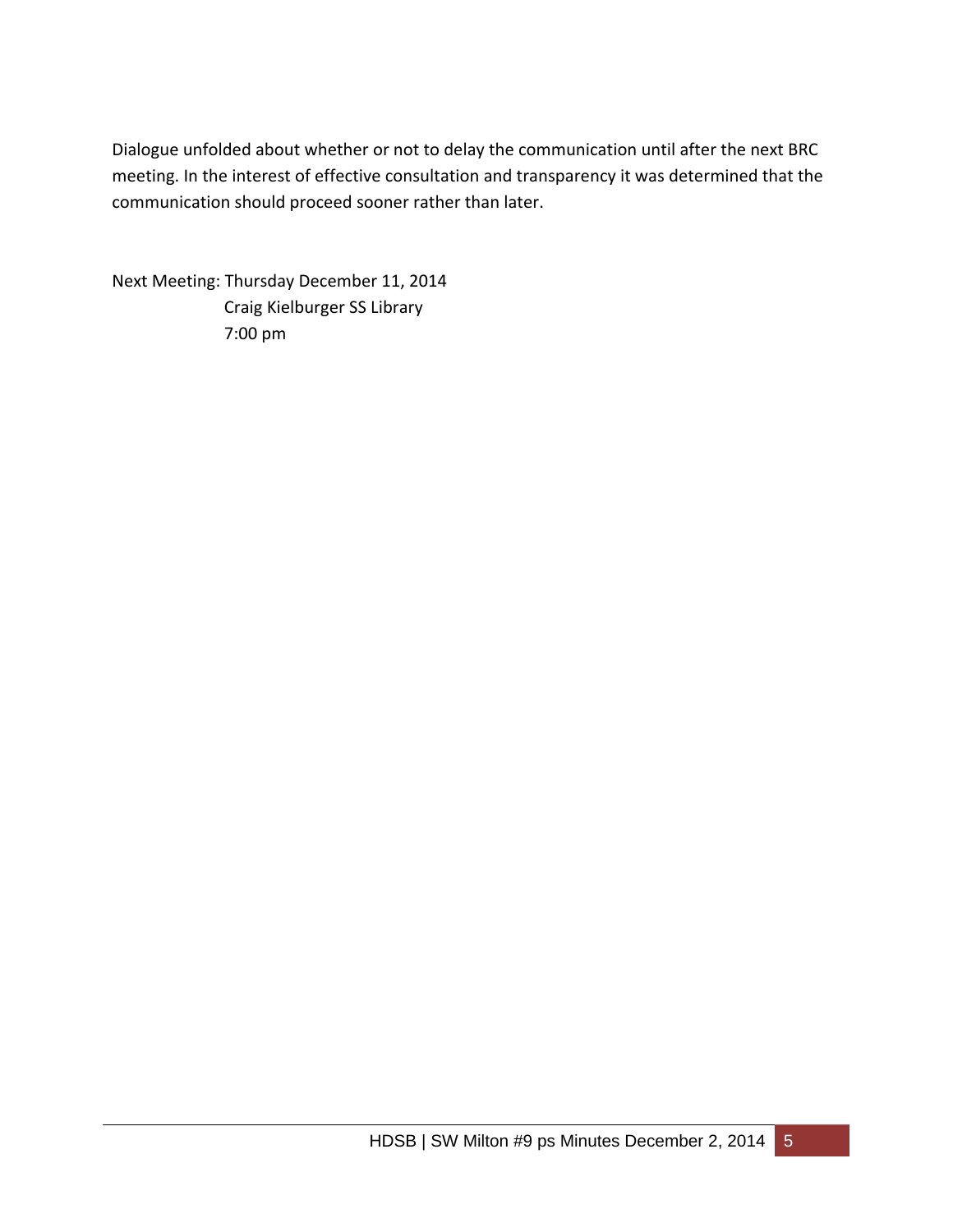Dialogue unfolded about whether or not to delay the communication until after the next BRC meeting. In the interest of effective consultation and transparency it was determined that the communication should proceed sooner rather than later.

Next Meeting: Thursday December 11, 2014
Craig Kielburger SS Library
7:00 pm